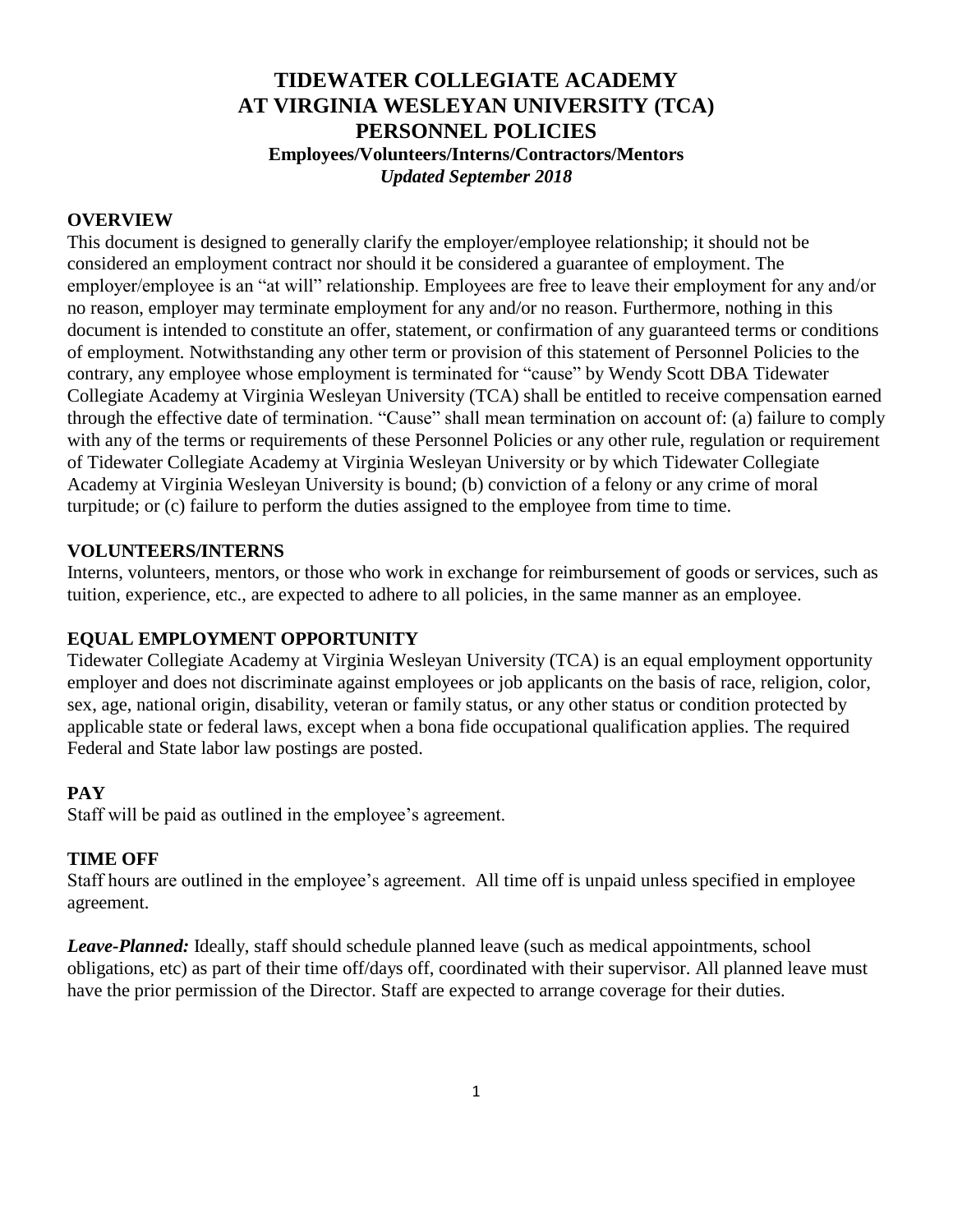# TIDEWATER COLLEGIATE ACADEMY AT VIRGINIA WESLEYAN UNIVERSITY (TCA) PERSONNEL POLICIES

**Employees/Volunteers/Interns/Contractors/Mentors**

***Updated September 2018***

## OVERVIEW

This document is designed to generally clarify the employer/employee relationship; it should not be considered an employment contract nor should it be considered a guarantee of employment. The employer/employee is an "at will" relationship. Employees are free to leave their employment for any and/or no reason, employer may terminate employment for any and/or no reason. Furthermore, nothing in this document is intended to constitute an offer, statement, or confirmation of any guaranteed terms or conditions of employment. Notwithstanding any other term or provision of this statement of Personnel Policies to the contrary, any employee whose employment is terminated for "cause" by Wendy Scott DBA Tidewater Collegiate Academy at Virginia Wesleyan University (TCA) shall be entitled to receive compensation earned through the effective date of termination. "Cause" shall mean termination on account of: (a) failure to comply with any of the terms or requirements of these Personnel Policies or any other rule, regulation or requirement of Tidewater Collegiate Academy at Virginia Wesleyan University or by which Tidewater Collegiate Academy at Virginia Wesleyan University is bound; (b) conviction of a felony or any crime of moral turpitude; or (c) failure to perform the duties assigned to the employee from time to time.

## VOLUNTEERS/INTERNS

Interns, volunteers, mentors, or those who work in exchange for reimbursement of goods or services, such as tuition, experience, etc., are expected to adhere to all policies, in the same manner as an employee.

## EQUAL EMPLOYMENT OPPORTUNITY

Tidewater Collegiate Academy at Virginia Wesleyan University (TCA) is an equal employment opportunity employer and does not discriminate against employees or job applicants on the basis of race, religion, color, sex, age, national origin, disability, veteran or family status, or any other status or condition protected by applicable state or federal laws, except when a bona fide occupational qualification applies. The required Federal and State labor law postings are posted.

## PAY

Staff will be paid as outlined in the employee's agreement.

## TIME OFF

Staff hours are outlined in the employee's agreement. All time off is unpaid unless specified in employee agreement.

***Leave-Planned:*** Ideally, staff should schedule planned leave (such as medical appointments, school obligations, etc) as part of their time off/days off, coordinated with their supervisor. All planned leave must have the prior permission of the Director. Staff are expected to arrange coverage for their duties.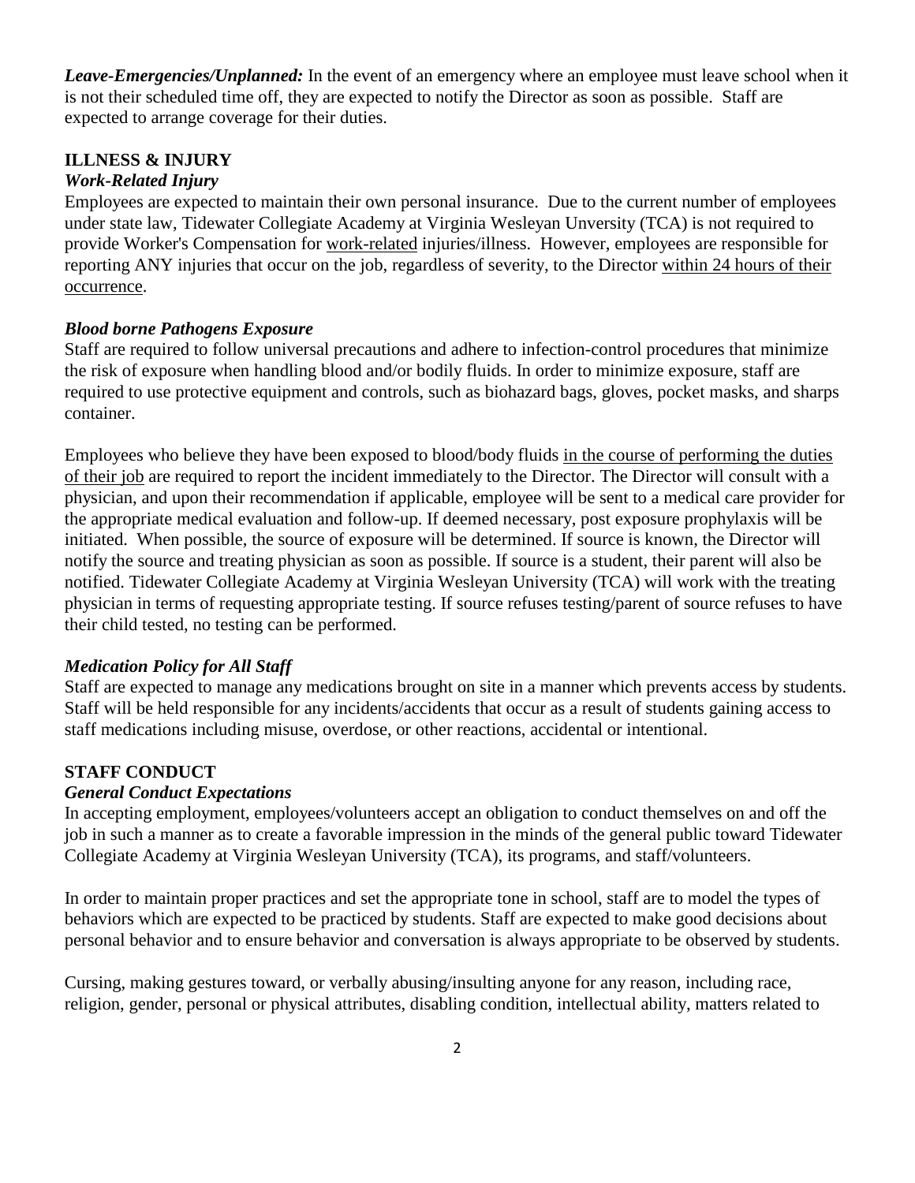***Leave-Emergencies/Unplanned:*** In the event of an emergency where an employee must leave school when it is not their scheduled time off, they are expected to notify the Director as soon as possible. Staff are expected to arrange coverage for their duties.

## ILLNESS & INJURY

### *Work-Related Injury*

Employees are expected to maintain their own personal insurance. Due to the current number of employees under state law, Tidewater Collegiate Academy at Virginia Wesleyan Unversity (TCA) is not required to provide Worker's Compensation for work-related injuries/illness. However, employees are responsible for reporting ANY injuries that occur on the job, regardless of severity, to the Director within 24 hours of their occurrence.

### *Blood borne Pathogens Exposure*

Staff are required to follow universal precautions and adhere to infection-control procedures that minimize the risk of exposure when handling blood and/or bodily fluids. In order to minimize exposure, staff are required to use protective equipment and controls, such as biohazard bags, gloves, pocket masks, and sharps container.

Employees who believe they have been exposed to blood/body fluids in the course of performing the duties of their job are required to report the incident immediately to the Director. The Director will consult with a physician, and upon their recommendation if applicable, employee will be sent to a medical care provider for the appropriate medical evaluation and follow-up. If deemed necessary, post exposure prophylaxis will be initiated. When possible, the source of exposure will be determined. If source is known, the Director will notify the source and treating physician as soon as possible. If source is a student, their parent will also be notified. Tidewater Collegiate Academy at Virginia Wesleyan University (TCA) will work with the treating physician in terms of requesting appropriate testing. If source refuses testing/parent of source refuses to have their child tested, no testing can be performed.

### *Medication Policy for All Staff*

Staff are expected to manage any medications brought on site in a manner which prevents access by students. Staff will be held responsible for any incidents/accidents that occur as a result of students gaining access to staff medications including misuse, overdose, or other reactions, accidental or intentional.

## STAFF CONDUCT

### *General Conduct Expectations*

In accepting employment, employees/volunteers accept an obligation to conduct themselves on and off the job in such a manner as to create a favorable impression in the minds of the general public toward Tidewater Collegiate Academy at Virginia Wesleyan University (TCA), its programs, and staff/volunteers.

In order to maintain proper practices and set the appropriate tone in school, staff are to model the types of behaviors which are expected to be practiced by students. Staff are expected to make good decisions about personal behavior and to ensure behavior and conversation is always appropriate to be observed by students.

Cursing, making gestures toward, or verbally abusing/insulting anyone for any reason, including race, religion, gender, personal or physical attributes, disabling condition, intellectual ability, matters related to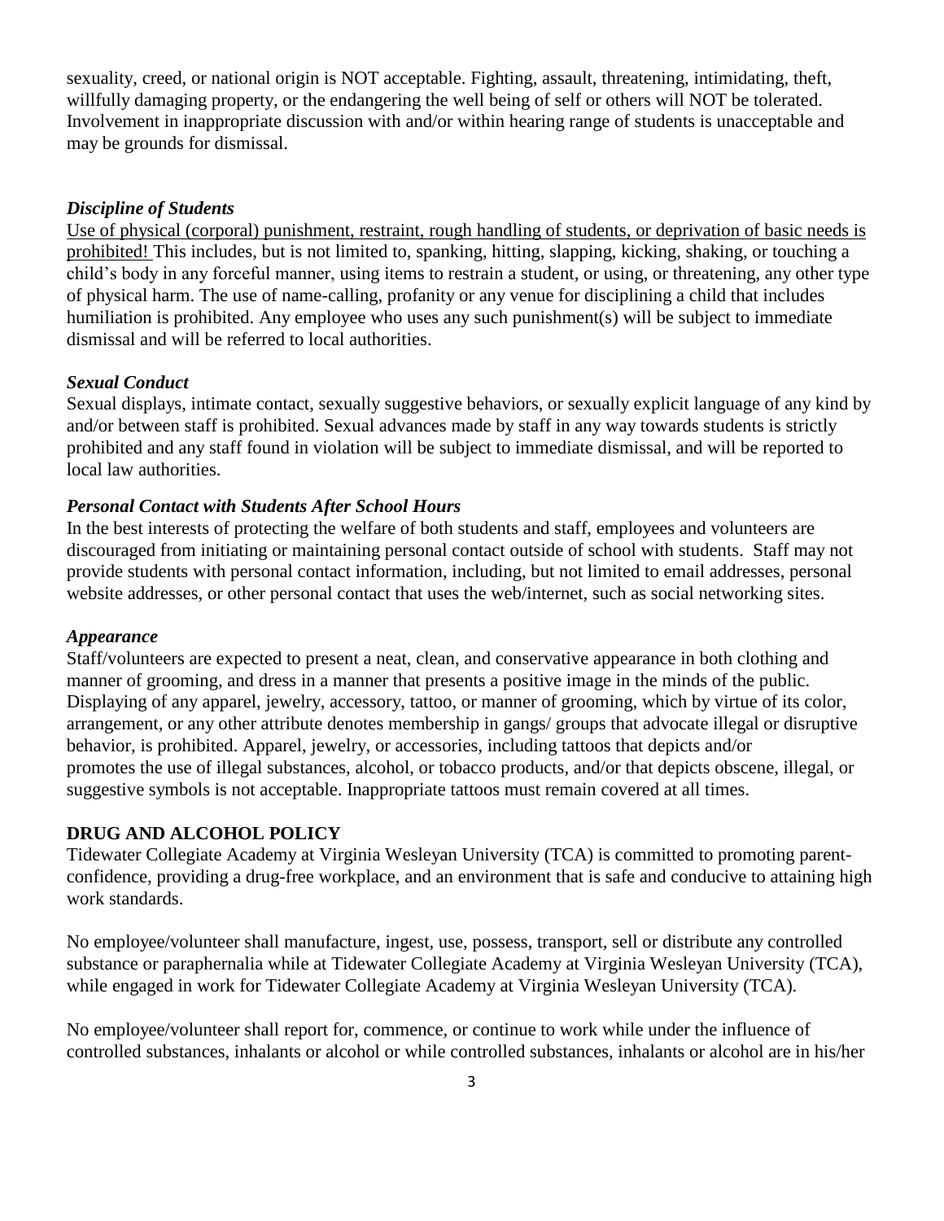sexuality, creed, or national origin is NOT acceptable. Fighting, assault, threatening, intimidating, theft, willfully damaging property, or the endangering the well being of self or others will NOT be tolerated. Involvement in inappropriate discussion with and/or within hearing range of students is unacceptable and may be grounds for dismissal.

***Discipline of Students***

Use of physical (corporal) punishment, restraint, rough handling of students, or deprivation of basic needs is prohibited! This includes, but is not limited to, spanking, hitting, slapping, kicking, shaking, or touching a child's body in any forceful manner, using items to restrain a student, or using, or threatening, any other type of physical harm. The use of name-calling, profanity or any venue for disciplining a child that includes humiliation is prohibited. Any employee who uses any such punishment(s) will be subject to immediate dismissal and will be referred to local authorities.

***Sexual Conduct***

Sexual displays, intimate contact, sexually suggestive behaviors, or sexually explicit language of any kind by and/or between staff is prohibited. Sexual advances made by staff in any way towards students is strictly prohibited and any staff found in violation will be subject to immediate dismissal, and will be reported to local law authorities.

***Personal Contact with Students After School Hours***

In the best interests of protecting the welfare of both students and staff, employees and volunteers are discouraged from initiating or maintaining personal contact outside of school with students. Staff may not provide students with personal contact information, including, but not limited to email addresses, personal website addresses, or other personal contact that uses the web/internet, such as social networking sites.

***Appearance***

Staff/volunteers are expected to present a neat, clean, and conservative appearance in both clothing and manner of grooming, and dress in a manner that presents a positive image in the minds of the public. Displaying of any apparel, jewelry, accessory, tattoo, or manner of grooming, which by virtue of its color, arrangement, or any other attribute denotes membership in gangs/ groups that advocate illegal or disruptive behavior, is prohibited. Apparel, jewelry, or accessories, including tattoos that depicts and/or promotes the use of illegal substances, alcohol, or tobacco products, and/or that depicts obscene, illegal, or suggestive symbols is not acceptable. Inappropriate tattoos must remain covered at all times.

**DRUG AND ALCOHOL POLICY**

Tidewater Collegiate Academy at Virginia Wesleyan University (TCA) is committed to promoting parent-confidence, providing a drug-free workplace, and an environment that is safe and conducive to attaining high work standards.

No employee/volunteer shall manufacture, ingest, use, possess, transport, sell or distribute any controlled substance or paraphernalia while at Tidewater Collegiate Academy at Virginia Wesleyan University (TCA), while engaged in work for Tidewater Collegiate Academy at Virginia Wesleyan University (TCA).

No employee/volunteer shall report for, commence, or continue to work while under the influence of controlled substances, inhalants or alcohol or while controlled substances, inhalants or alcohol are in his/her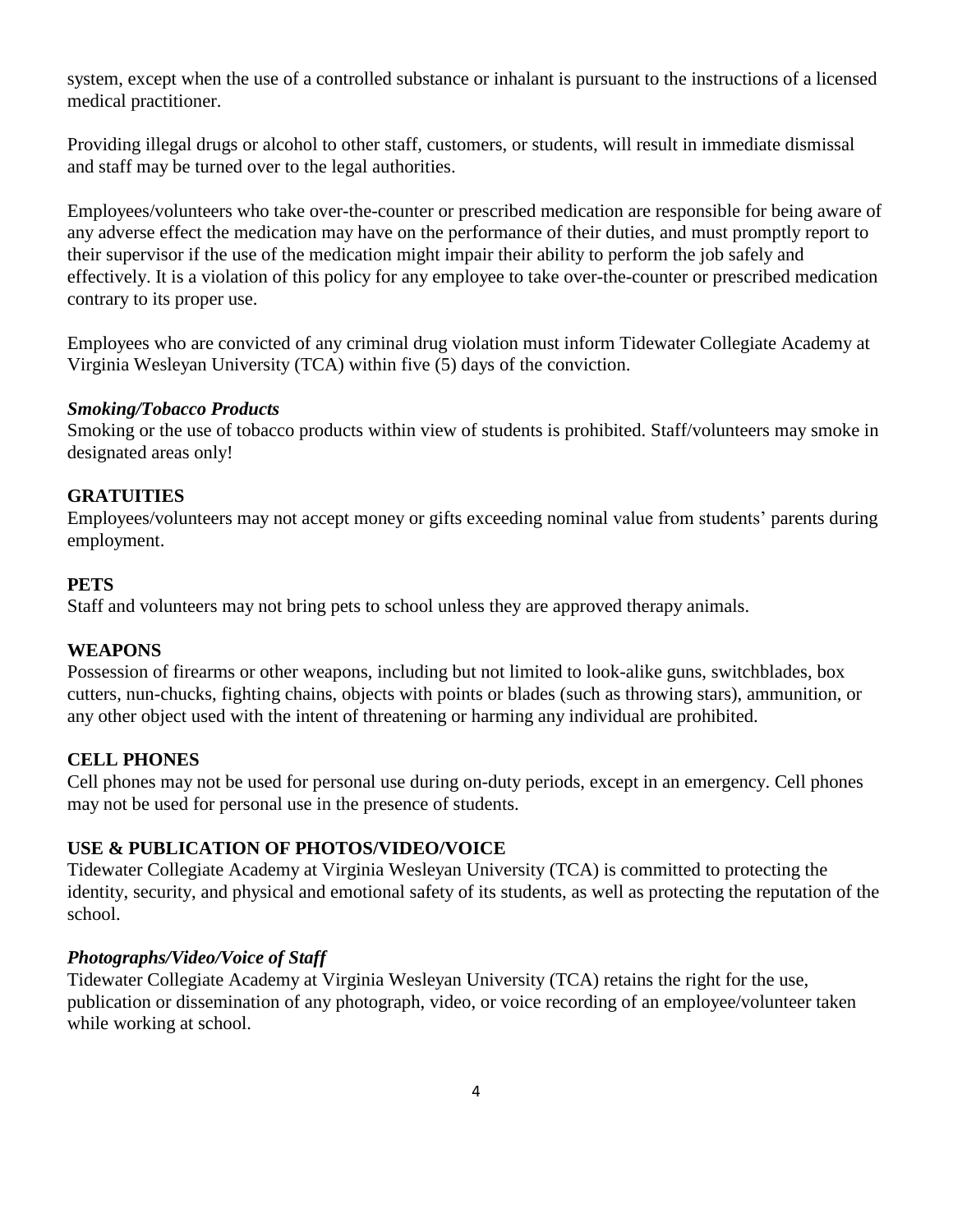system, except when the use of a controlled substance or inhalant is pursuant to the instructions of a licensed medical practitioner.

Providing illegal drugs or alcohol to other staff, customers, or students, will result in immediate dismissal and staff may be turned over to the legal authorities.

Employees/volunteers who take over-the-counter or prescribed medication are responsible for being aware of any adverse effect the medication may have on the performance of their duties, and must promptly report to their supervisor if the use of the medication might impair their ability to perform the job safely and effectively. It is a violation of this policy for any employee to take over-the-counter or prescribed medication contrary to its proper use.

Employees who are convicted of any criminal drug violation must inform Tidewater Collegiate Academy at Virginia Wesleyan University (TCA) within five (5) days of the conviction.

### *Smoking/Tobacco Products*

Smoking or the use of tobacco products within view of students is prohibited. Staff/volunteers may smoke in designated areas only!

## GRATUITIES

Employees/volunteers may not accept money or gifts exceeding nominal value from students' parents during employment.

## PETS

Staff and volunteers may not bring pets to school unless they are approved therapy animals.

## WEAPONS

Possession of firearms or other weapons, including but not limited to look-alike guns, switchblades, box cutters, nun-chucks, fighting chains, objects with points or blades (such as throwing stars), ammunition, or any other object used with the intent of threatening or harming any individual are prohibited.

## CELL PHONES

Cell phones may not be used for personal use during on-duty periods, except in an emergency. Cell phones may not be used for personal use in the presence of students.

## USE & PUBLICATION OF PHOTOS/VIDEO/VOICE

Tidewater Collegiate Academy at Virginia Wesleyan University (TCA) is committed to protecting the identity, security, and physical and emotional safety of its students, as well as protecting the reputation of the school.

### *Photographs/Video/Voice of Staff*

Tidewater Collegiate Academy at Virginia Wesleyan University (TCA) retains the right for the use, publication or dissemination of any photograph, video, or voice recording of an employee/volunteer taken while working at school.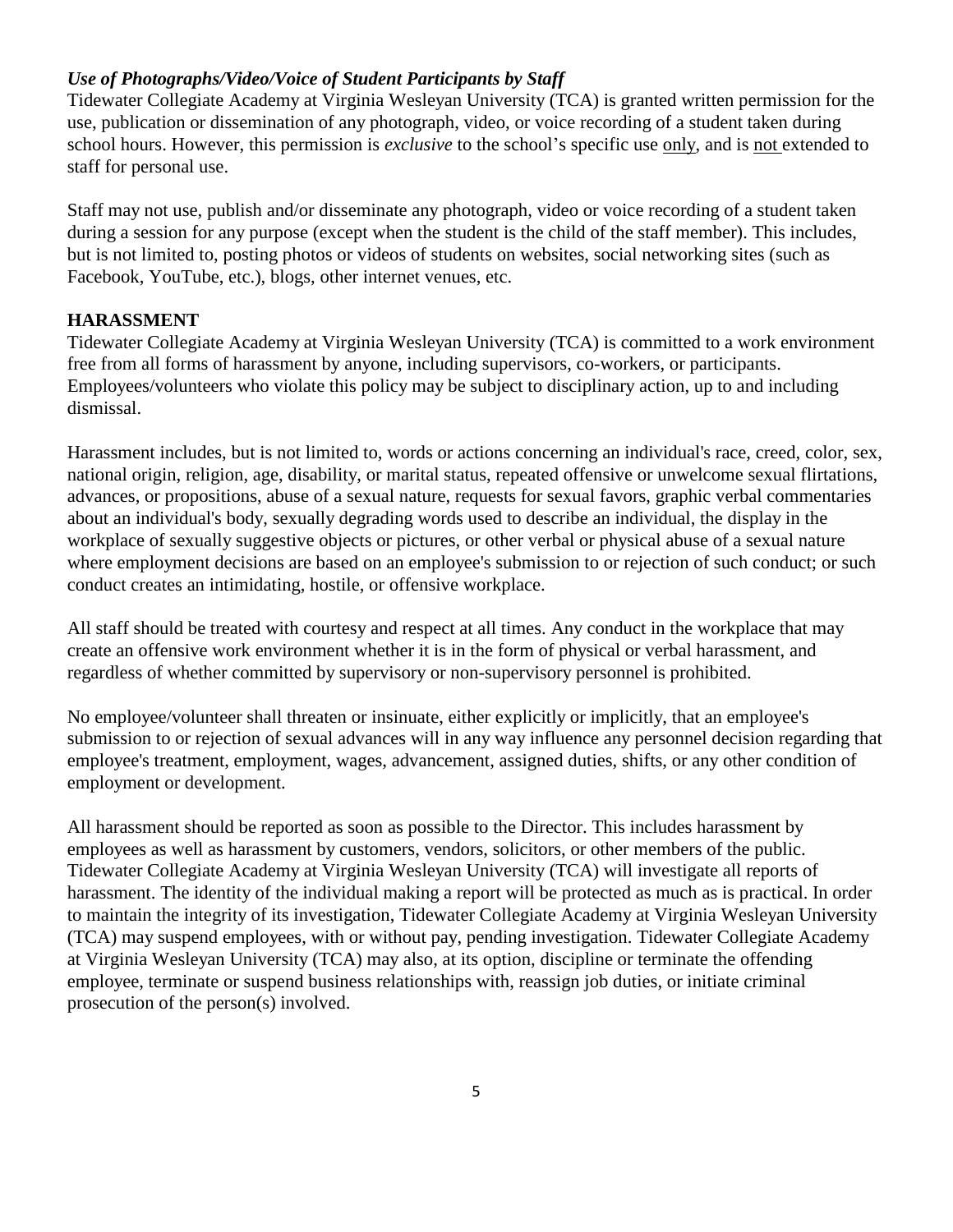***Use of Photographs/Video/Voice of Student Participants by Staff***

Tidewater Collegiate Academy at Virginia Wesleyan University (TCA) is granted written permission for the use, publication or dissemination of any photograph, video, or voice recording of a student taken during school hours. However, this permission is *exclusive* to the school's specific use <u>only</u>, and is <u>not</u> extended to staff for personal use.

Staff may not use, publish and/or disseminate any photograph, video or voice recording of a student taken during a session for any purpose (except when the student is the child of the staff member). This includes, but is not limited to, posting photos or videos of students on websites, social networking sites (such as Facebook, YouTube, etc.), blogs, other internet venues, etc.

## HARASSMENT

Tidewater Collegiate Academy at Virginia Wesleyan University (TCA) is committed to a work environment free from all forms of harassment by anyone, including supervisors, co-workers, or participants. Employees/volunteers who violate this policy may be subject to disciplinary action, up to and including dismissal.

Harassment includes, but is not limited to, words or actions concerning an individual's race, creed, color, sex, national origin, religion, age, disability, or marital status, repeated offensive or unwelcome sexual flirtations, advances, or propositions, abuse of a sexual nature, requests for sexual favors, graphic verbal commentaries about an individual's body, sexually degrading words used to describe an individual, the display in the workplace of sexually suggestive objects or pictures, or other verbal or physical abuse of a sexual nature where employment decisions are based on an employee's submission to or rejection of such conduct; or such conduct creates an intimidating, hostile, or offensive workplace.

All staff should be treated with courtesy and respect at all times. Any conduct in the workplace that may create an offensive work environment whether it is in the form of physical or verbal harassment, and regardless of whether committed by supervisory or non-supervisory personnel is prohibited.

No employee/volunteer shall threaten or insinuate, either explicitly or implicitly, that an employee's submission to or rejection of sexual advances will in any way influence any personnel decision regarding that employee's treatment, employment, wages, advancement, assigned duties, shifts, or any other condition of employment or development.

All harassment should be reported as soon as possible to the Director. This includes harassment by employees as well as harassment by customers, vendors, solicitors, or other members of the public. Tidewater Collegiate Academy at Virginia Wesleyan University (TCA) will investigate all reports of harassment. The identity of the individual making a report will be protected as much as is practical. In order to maintain the integrity of its investigation, Tidewater Collegiate Academy at Virginia Wesleyan University (TCA) may suspend employees, with or without pay, pending investigation. Tidewater Collegiate Academy at Virginia Wesleyan University (TCA) may also, at its option, discipline or terminate the offending employee, terminate or suspend business relationships with, reassign job duties, or initiate criminal prosecution of the person(s) involved.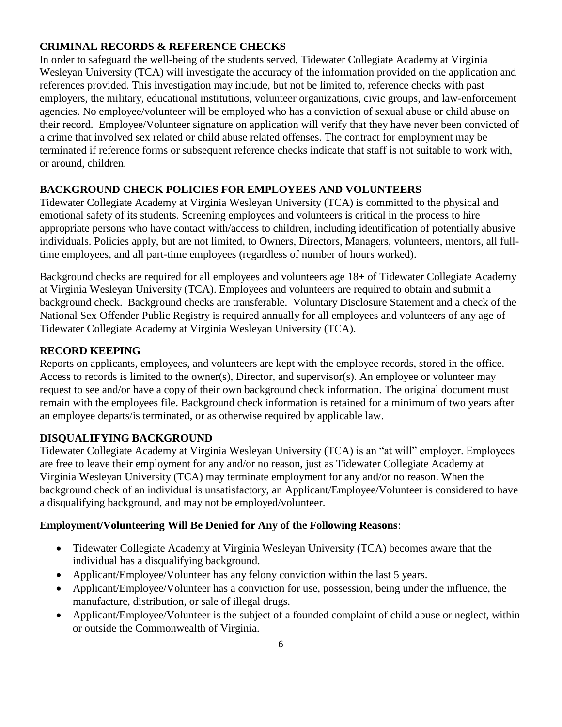## CRIMINAL RECORDS & REFERENCE CHECKS

In order to safeguard the well-being of the students served, Tidewater Collegiate Academy at Virginia Wesleyan University (TCA) will investigate the accuracy of the information provided on the application and references provided. This investigation may include, but not be limited to, reference checks with past employers, the military, educational institutions, volunteer organizations, civic groups, and law-enforcement agencies. No employee/volunteer will be employed who has a conviction of sexual abuse or child abuse on their record. Employee/Volunteer signature on application will verify that they have never been convicted of a crime that involved sex related or child abuse related offenses. The contract for employment may be terminated if reference forms or subsequent reference checks indicate that staff is not suitable to work with, or around, children.

## BACKGROUND CHECK POLICIES FOR EMPLOYEES AND VOLUNTEERS

Tidewater Collegiate Academy at Virginia Wesleyan University (TCA) is committed to the physical and emotional safety of its students. Screening employees and volunteers is critical in the process to hire appropriate persons who have contact with/access to children, including identification of potentially abusive individuals. Policies apply, but are not limited, to Owners, Directors, Managers, volunteers, mentors, all full-time employees, and all part-time employees (regardless of number of hours worked).

Background checks are required for all employees and volunteers age 18+ of Tidewater Collegiate Academy at Virginia Wesleyan University (TCA). Employees and volunteers are required to obtain and submit a background check. Background checks are transferable. Voluntary Disclosure Statement and a check of the National Sex Offender Public Registry is required annually for all employees and volunteers of any age of Tidewater Collegiate Academy at Virginia Wesleyan University (TCA).

## RECORD KEEPING

Reports on applicants, employees, and volunteers are kept with the employee records, stored in the office. Access to records is limited to the owner(s), Director, and supervisor(s). An employee or volunteer may request to see and/or have a copy of their own background check information. The original document must remain with the employees file. Background check information is retained for a minimum of two years after an employee departs/is terminated, or as otherwise required by applicable law.

## DISQUALIFYING BACKGROUND

Tidewater Collegiate Academy at Virginia Wesleyan University (TCA) is an "at will" employer. Employees are free to leave their employment for any and/or no reason, just as Tidewater Collegiate Academy at Virginia Wesleyan University (TCA) may terminate employment for any and/or no reason. When the background check of an individual is unsatisfactory, an Applicant/Employee/Volunteer is considered to have a disqualifying background, and may not be employed/volunteer.

**Employment/Volunteering Will Be Denied for Any of the Following Reasons**:

- Tidewater Collegiate Academy at Virginia Wesleyan University (TCA) becomes aware that the individual has a disqualifying background.
- Applicant/Employee/Volunteer has any felony conviction within the last 5 years.
- Applicant/Employee/Volunteer has a conviction for use, possession, being under the influence, the manufacture, distribution, or sale of illegal drugs.
- Applicant/Employee/Volunteer is the subject of a founded complaint of child abuse or neglect, within or outside the Commonwealth of Virginia.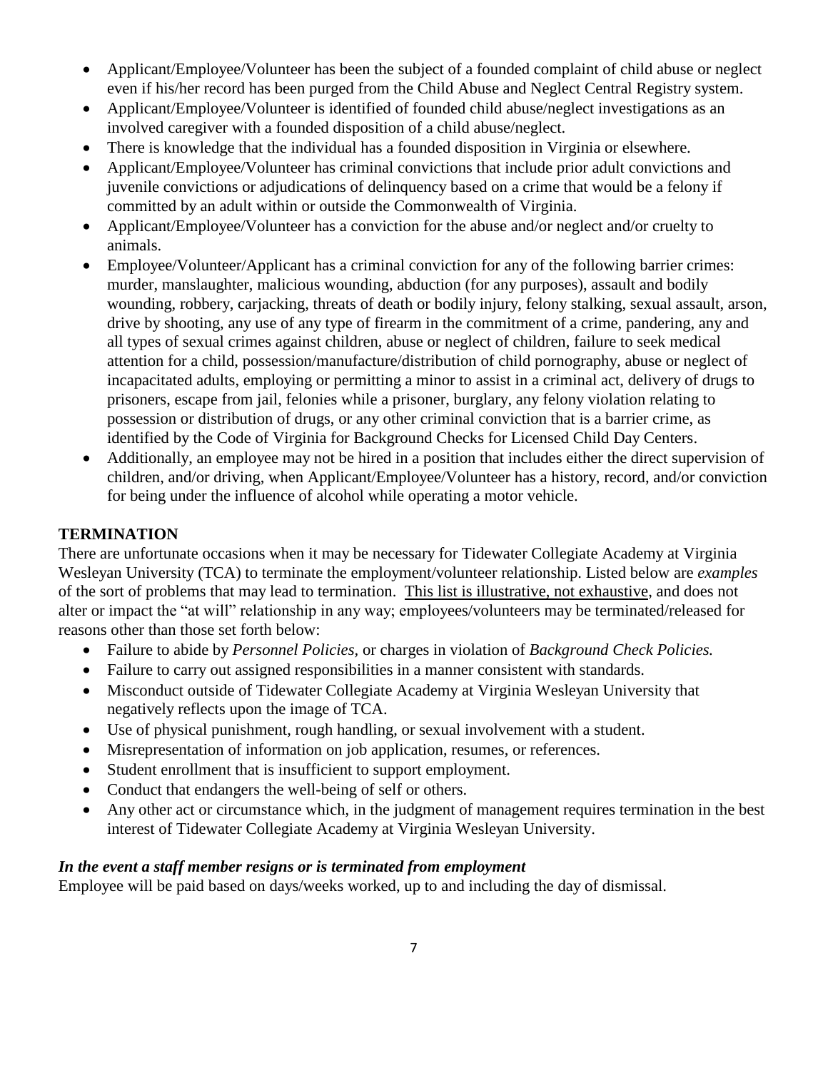- Applicant/Employee/Volunteer has been the subject of a founded complaint of child abuse or neglect even if his/her record has been purged from the Child Abuse and Neglect Central Registry system.
- Applicant/Employee/Volunteer is identified of founded child abuse/neglect investigations as an involved caregiver with a founded disposition of a child abuse/neglect.
- There is knowledge that the individual has a founded disposition in Virginia or elsewhere.
- Applicant/Employee/Volunteer has criminal convictions that include prior adult convictions and juvenile convictions or adjudications of delinquency based on a crime that would be a felony if committed by an adult within or outside the Commonwealth of Virginia.
- Applicant/Employee/Volunteer has a conviction for the abuse and/or neglect and/or cruelty to animals.
- Employee/Volunteer/Applicant has a criminal conviction for any of the following barrier crimes: murder, manslaughter, malicious wounding, abduction (for any purposes), assault and bodily wounding, robbery, carjacking, threats of death or bodily injury, felony stalking, sexual assault, arson, drive by shooting, any use of any type of firearm in the commitment of a crime, pandering, any and all types of sexual crimes against children, abuse or neglect of children, failure to seek medical attention for a child, possession/manufacture/distribution of child pornography, abuse or neglect of incapacitated adults, employing or permitting a minor to assist in a criminal act, delivery of drugs to prisoners, escape from jail, felonies while a prisoner, burglary, any felony violation relating to possession or distribution of drugs, or any other criminal conviction that is a barrier crime, as identified by the Code of Virginia for Background Checks for Licensed Child Day Centers.
- Additionally, an employee may not be hired in a position that includes either the direct supervision of children, and/or driving, when Applicant/Employee/Volunteer has a history, record, and/or conviction for being under the influence of alcohol while operating a motor vehicle.

**TERMINATION**

There are unfortunate occasions when it may be necessary for Tidewater Collegiate Academy at Virginia Wesleyan University (TCA) to terminate the employment/volunteer relationship. Listed below are *examples* of the sort of problems that may lead to termination. <u>This list is illustrative, not exhaustive</u>, and does not alter or impact the "at will" relationship in any way; employees/volunteers may be terminated/released for reasons other than those set forth below:

- Failure to abide by *Personnel Policies*, or charges in violation of *Background Check Policies.*
- Failure to carry out assigned responsibilities in a manner consistent with standards.
- Misconduct outside of Tidewater Collegiate Academy at Virginia Wesleyan University that negatively reflects upon the image of TCA.
- Use of physical punishment, rough handling, or sexual involvement with a student.
- Misrepresentation of information on job application, resumes, or references.
- Student enrollment that is insufficient to support employment.
- Conduct that endangers the well-being of self or others.
- Any other act or circumstance which, in the judgment of management requires termination in the best interest of Tidewater Collegiate Academy at Virginia Wesleyan University.

***In the event a staff member resigns or is terminated from employment***

Employee will be paid based on days/weeks worked, up to and including the day of dismissal.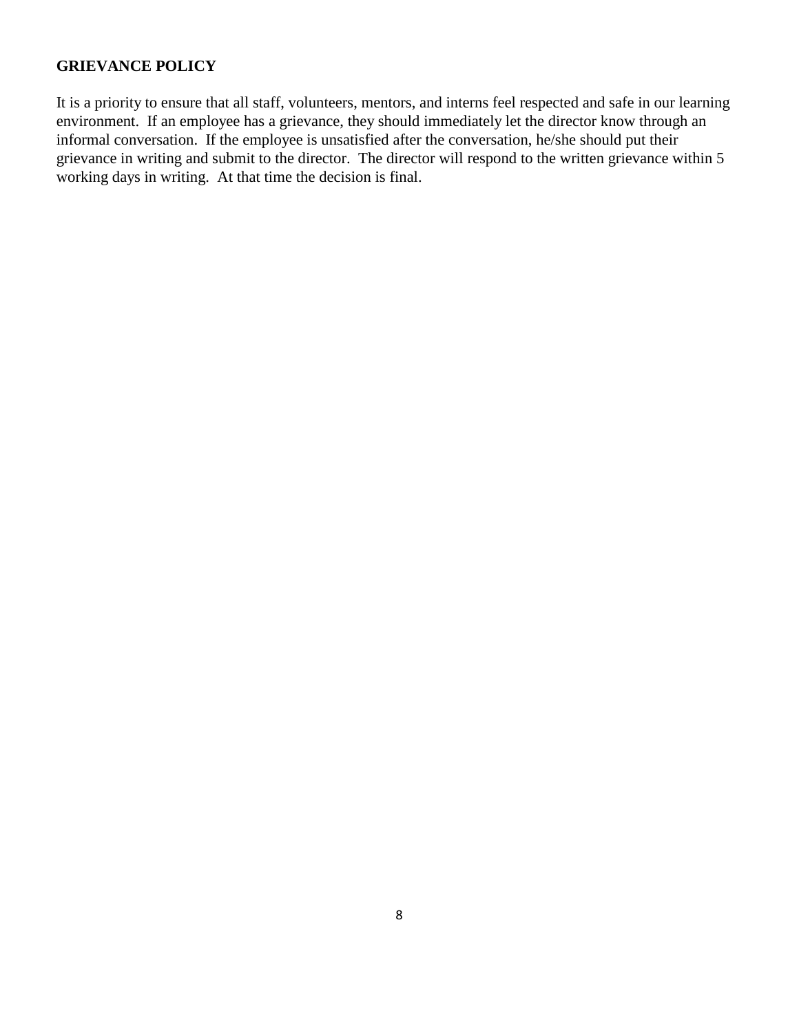**GRIEVANCE POLICY**

It is a priority to ensure that all staff, volunteers, mentors, and interns feel respected and safe in our learning environment. If an employee has a grievance, they should immediately let the director know through an informal conversation. If the employee is unsatisfied after the conversation, he/she should put their grievance in writing and submit to the director. The director will respond to the written grievance within 5 working days in writing. At that time the decision is final.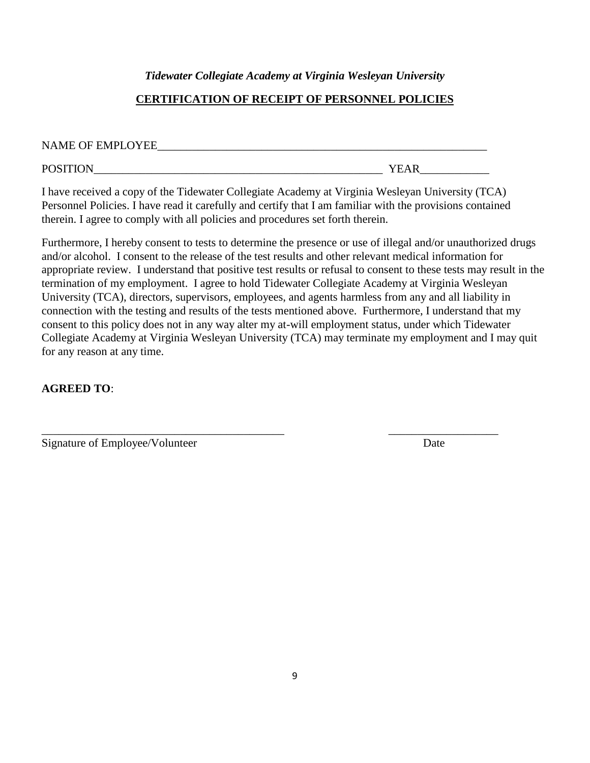*Tidewater Collegiate Academy at Virginia Wesleyan University*

**CERTIFICATION OF RECEIPT OF PERSONNEL POLICIES**

NAME OF EMPLOYEE_____________________________________________________________

POSITION____________________________________________________ YEAR____________

I have received a copy of the Tidewater Collegiate Academy at Virginia Wesleyan University (TCA) Personnel Policies. I have read it carefully and certify that I am familiar with the provisions contained therein. I agree to comply with all policies and procedures set forth therein.

Furthermore, I hereby consent to tests to determine the presence or use of illegal and/or unauthorized drugs and/or alcohol. I consent to the release of the test results and other relevant medical information for appropriate review. I understand that positive test results or refusal to consent to these tests may result in the termination of my employment. I agree to hold Tidewater Collegiate Academy at Virginia Wesleyan University (TCA), directors, supervisors, employees, and agents harmless from any and all liability in connection with the testing and results of the tests mentioned above. Furthermore, I understand that my consent to this policy does not in any way alter my at-will employment status, under which Tidewater Collegiate Academy at Virginia Wesleyan University (TCA) may terminate my employment and I may quit for any reason at any time.

**AGREED TO**:

___________________________________________ ___________________

Signature of Employee/Volunteer Date